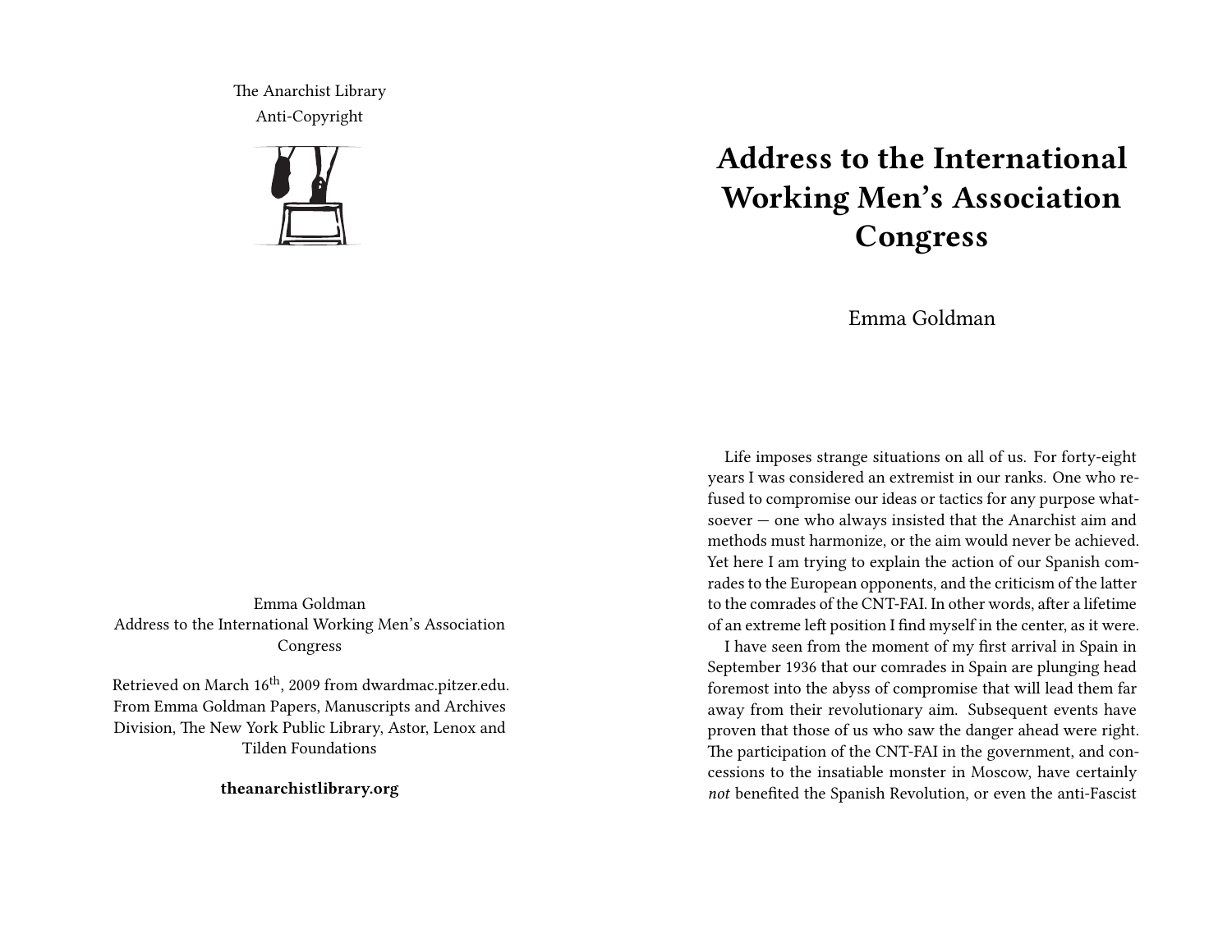The Anarchist Library
Anti-Copyright

Emma Goldman
Address to the International Working Men's Association Congress

Retrieved on March 16th, 2009 from dwardmac.pitzer.edu. From Emma Goldman Papers, Manuscripts and Archives Division, The New York Public Library, Astor, Lenox and Tilden Foundations

**theanarchistlibrary.org**

# Address to the International Working Men's Association Congress

Emma Goldman

Life imposes strange situations on all of us. For forty-eight years I was considered an extremist in our ranks. One who refused to compromise our ideas or tactics for any purpose whatsoever — one who always insisted that the Anarchist aim and methods must harmonize, or the aim would never be achieved. Yet here I am trying to explain the action of our Spanish comrades to the European opponents, and the criticism of the latter to the comrades of the CNT-FAI. In other words, after a lifetime of an extreme left position I find myself in the center, as it were.

I have seen from the moment of my first arrival in Spain in September 1936 that our comrades in Spain are plunging head foremost into the abyss of compromise that will lead them far away from their revolutionary aim. Subsequent events have proven that those of us who saw the danger ahead were right. The participation of the CNT-FAI in the government, and concessions to the insatiable monster in Moscow, have certainly *not* benefited the Spanish Revolution, or even the anti-Fascist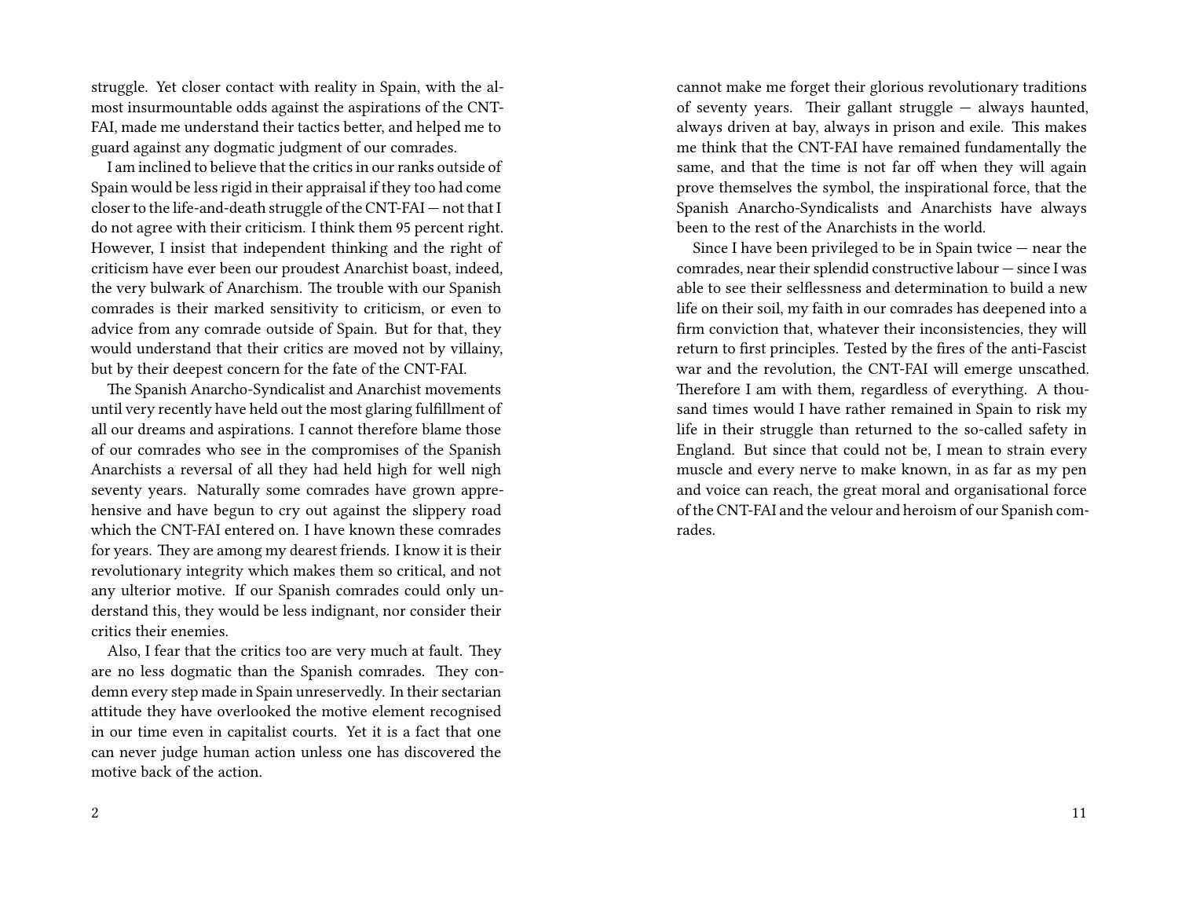struggle. Yet closer contact with reality in Spain, with the almost insurmountable odds against the aspirations of the CNT-FAI, made me understand their tactics better, and helped me to guard against any dogmatic judgment of our comrades.

I am inclined to believe that the critics in our ranks outside of Spain would be less rigid in their appraisal if they too had come closer to the life-and-death struggle of the CNT-FAI — not that I do not agree with their criticism. I think them 95 percent right. However, I insist that independent thinking and the right of criticism have ever been our proudest Anarchist boast, indeed, the very bulwark of Anarchism. The trouble with our Spanish comrades is their marked sensitivity to criticism, or even to advice from any comrade outside of Spain. But for that, they would understand that their critics are moved not by villainy, but by their deepest concern for the fate of the CNT-FAI.

The Spanish Anarcho-Syndicalist and Anarchist movements until very recently have held out the most glaring fulfillment of all our dreams and aspirations. I cannot therefore blame those of our comrades who see in the compromises of the Spanish Anarchists a reversal of all they had held high for well nigh seventy years. Naturally some comrades have grown apprehensive and have begun to cry out against the slippery road which the CNT-FAI entered on. I have known these comrades for years. They are among my dearest friends. I know it is their revolutionary integrity which makes them so critical, and not any ulterior motive. If our Spanish comrades could only understand this, they would be less indignant, nor consider their critics their enemies.

Also, I fear that the critics too are very much at fault. They are no less dogmatic than the Spanish comrades. They condemn every step made in Spain unreservedly. In their sectarian attitude they have overlooked the motive element recognised in our time even in capitalist courts. Yet it is a fact that one can never judge human action unless one has discovered the motive back of the action.

cannot make me forget their glorious revolutionary traditions of seventy years. Their gallant struggle — always haunted, always driven at bay, always in prison and exile. This makes me think that the CNT-FAI have remained fundamentally the same, and that the time is not far off when they will again prove themselves the symbol, the inspirational force, that the Spanish Anarcho-Syndicalists and Anarchists have always been to the rest of the Anarchists in the world.

Since I have been privileged to be in Spain twice — near the comrades, near their splendid constructive labour — since I was able to see their selflessness and determination to build a new life on their soil, my faith in our comrades has deepened into a firm conviction that, whatever their inconsistencies, they will return to first principles. Tested by the fires of the anti-Fascist war and the revolution, the CNT-FAI will emerge unscathed. Therefore I am with them, regardless of everything. A thousand times would I have rather remained in Spain to risk my life in their struggle than returned to the so-called safety in England. But since that could not be, I mean to strain every muscle and every nerve to make known, in as far as my pen and voice can reach, the great moral and organisational force of the CNT-FAI and the velour and heroism of our Spanish comrades.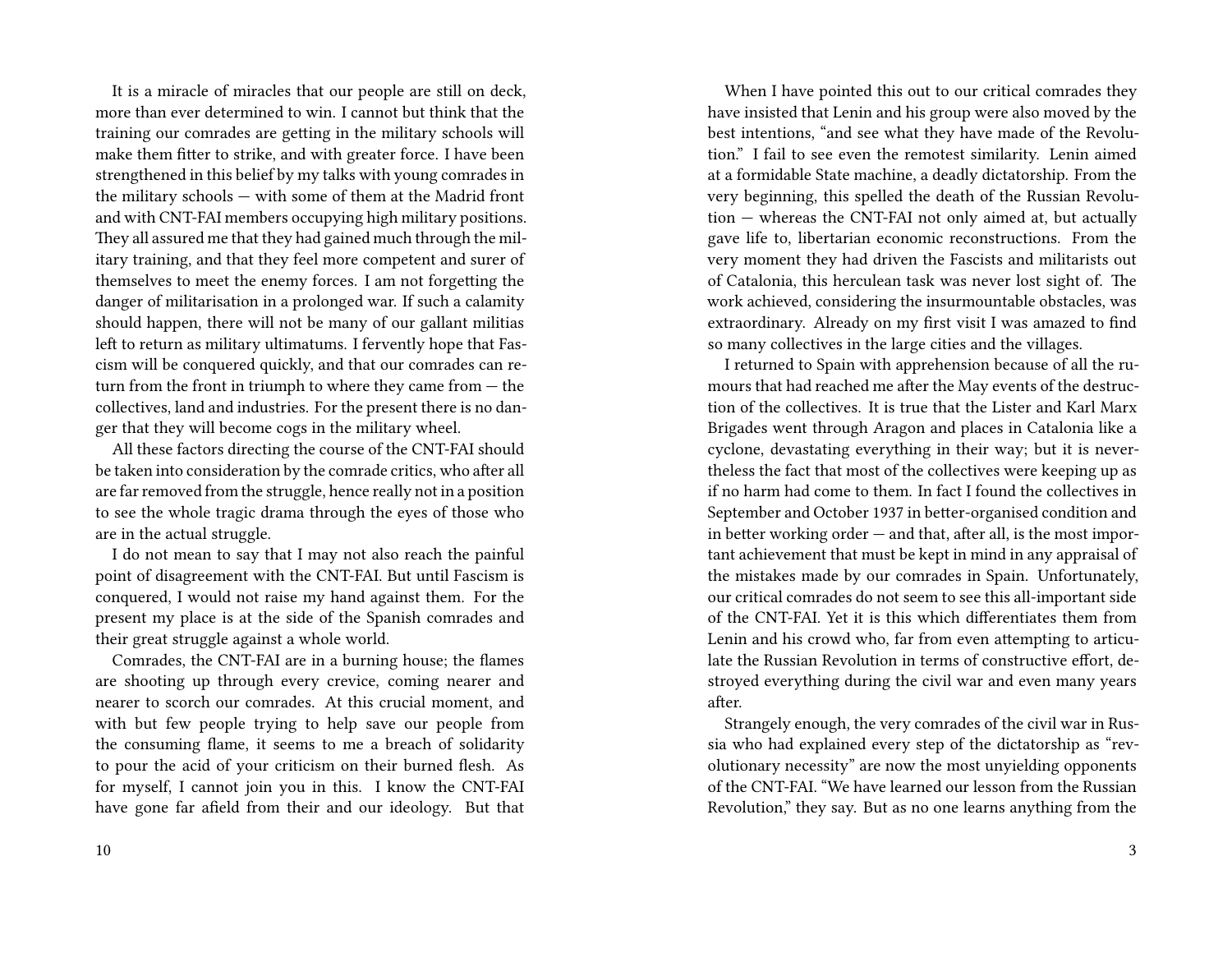It is a miracle of miracles that our people are still on deck, more than ever determined to win. I cannot but think that the training our comrades are getting in the military schools will make them fitter to strike, and with greater force. I have been strengthened in this belief by my talks with young comrades in the military schools — with some of them at the Madrid front and with CNT-FAI members occupying high military positions. They all assured me that they had gained much through the military training, and that they feel more competent and surer of themselves to meet the enemy forces. I am not forgetting the danger of militarisation in a prolonged war. If such a calamity should happen, there will not be many of our gallant militias left to return as military ultimatums. I fervently hope that Fascism will be conquered quickly, and that our comrades can return from the front in triumph to where they came from — the collectives, land and industries. For the present there is no danger that they will become cogs in the military wheel.

All these factors directing the course of the CNT-FAI should be taken into consideration by the comrade critics, who after all are far removed from the struggle, hence really not in a position to see the whole tragic drama through the eyes of those who are in the actual struggle.

I do not mean to say that I may not also reach the painful point of disagreement with the CNT-FAI. But until Fascism is conquered, I would not raise my hand against them. For the present my place is at the side of the Spanish comrades and their great struggle against a whole world.

Comrades, the CNT-FAI are in a burning house; the flames are shooting up through every crevice, coming nearer and nearer to scorch our comrades. At this crucial moment, and with but few people trying to help save our people from the consuming flame, it seems to me a breach of solidarity to pour the acid of your criticism on their burned flesh. As for myself, I cannot join you in this. I know the CNT-FAI have gone far afield from their and our ideology. But that

When I have pointed this out to our critical comrades they have insisted that Lenin and his group were also moved by the best intentions, "and see what they have made of the Revolution." I fail to see even the remotest similarity. Lenin aimed at a formidable State machine, a deadly dictatorship. From the very beginning, this spelled the death of the Russian Revolution — whereas the CNT-FAI not only aimed at, but actually gave life to, libertarian economic reconstructions. From the very moment they had driven the Fascists and militarists out of Catalonia, this herculean task was never lost sight of. The work achieved, considering the insurmountable obstacles, was extraordinary. Already on my first visit I was amazed to find so many collectives in the large cities and the villages.

I returned to Spain with apprehension because of all the rumours that had reached me after the May events of the destruction of the collectives. It is true that the Lister and Karl Marx Brigades went through Aragon and places in Catalonia like a cyclone, devastating everything in their way; but it is nevertheless the fact that most of the collectives were keeping up as if no harm had come to them. In fact I found the collectives in September and October 1937 in better-organised condition and in better working order — and that, after all, is the most important achievement that must be kept in mind in any appraisal of the mistakes made by our comrades in Spain. Unfortunately, our critical comrades do not seem to see this all-important side of the CNT-FAI. Yet it is this which differentiates them from Lenin and his crowd who, far from even attempting to articulate the Russian Revolution in terms of constructive effort, destroyed everything during the civil war and even many years after.

Strangely enough, the very comrades of the civil war in Russia who had explained every step of the dictatorship as "revolutionary necessity" are now the most unyielding opponents of the CNT-FAI. "We have learned our lesson from the Russian Revolution," they say. But as no one learns anything from the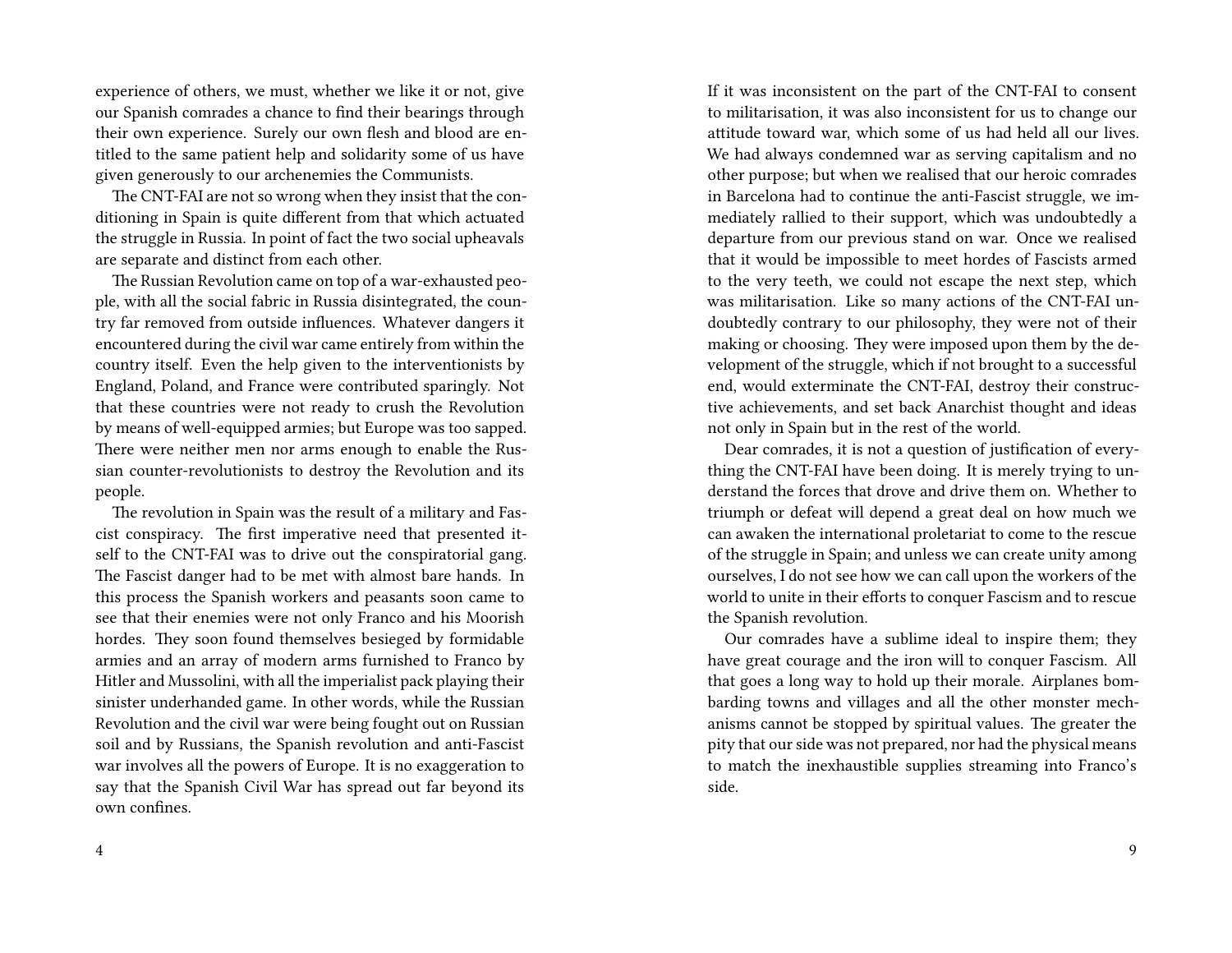experience of others, we must, whether we like it or not, give our Spanish comrades a chance to find their bearings through their own experience. Surely our own flesh and blood are entitled to the same patient help and solidarity some of us have given generously to our archenemies the Communists.

The CNT-FAI are not so wrong when they insist that the conditioning in Spain is quite different from that which actuated the struggle in Russia. In point of fact the two social upheavals are separate and distinct from each other.

The Russian Revolution came on top of a war-exhausted people, with all the social fabric in Russia disintegrated, the country far removed from outside influences. Whatever dangers it encountered during the civil war came entirely from within the country itself. Even the help given to the interventionists by England, Poland, and France were contributed sparingly. Not that these countries were not ready to crush the Revolution by means of well-equipped armies; but Europe was too sapped. There were neither men nor arms enough to enable the Russian counter-revolutionists to destroy the Revolution and its people.

The revolution in Spain was the result of a military and Fascist conspiracy. The first imperative need that presented itself to the CNT-FAI was to drive out the conspiratorial gang. The Fascist danger had to be met with almost bare hands. In this process the Spanish workers and peasants soon came to see that their enemies were not only Franco and his Moorish hordes. They soon found themselves besieged by formidable armies and an array of modern arms furnished to Franco by Hitler and Mussolini, with all the imperialist pack playing their sinister underhanded game. In other words, while the Russian Revolution and the civil war were being fought out on Russian soil and by Russians, the Spanish revolution and anti-Fascist war involves all the powers of Europe. It is no exaggeration to say that the Spanish Civil War has spread out far beyond its own confines.

If it was inconsistent on the part of the CNT-FAI to consent to militarisation, it was also inconsistent for us to change our attitude toward war, which some of us had held all our lives. We had always condemned war as serving capitalism and no other purpose; but when we realised that our heroic comrades in Barcelona had to continue the anti-Fascist struggle, we immediately rallied to their support, which was undoubtedly a departure from our previous stand on war. Once we realised that it would be impossible to meet hordes of Fascists armed to the very teeth, we could not escape the next step, which was militarisation. Like so many actions of the CNT-FAI undoubtedly contrary to our philosophy, they were not of their making or choosing. They were imposed upon them by the development of the struggle, which if not brought to a successful end, would exterminate the CNT-FAI, destroy their constructive achievements, and set back Anarchist thought and ideas not only in Spain but in the rest of the world.

Dear comrades, it is not a question of justification of everything the CNT-FAI have been doing. It is merely trying to understand the forces that drove and drive them on. Whether to triumph or defeat will depend a great deal on how much we can awaken the international proletariat to come to the rescue of the struggle in Spain; and unless we can create unity among ourselves, I do not see how we can call upon the workers of the world to unite in their efforts to conquer Fascism and to rescue the Spanish revolution.

Our comrades have a sublime ideal to inspire them; they have great courage and the iron will to conquer Fascism. All that goes a long way to hold up their morale. Airplanes bombarding towns and villages and all the other monster mechanisms cannot be stopped by spiritual values. The greater the pity that our side was not prepared, nor had the physical means to match the inexhaustible supplies streaming into Franco's side.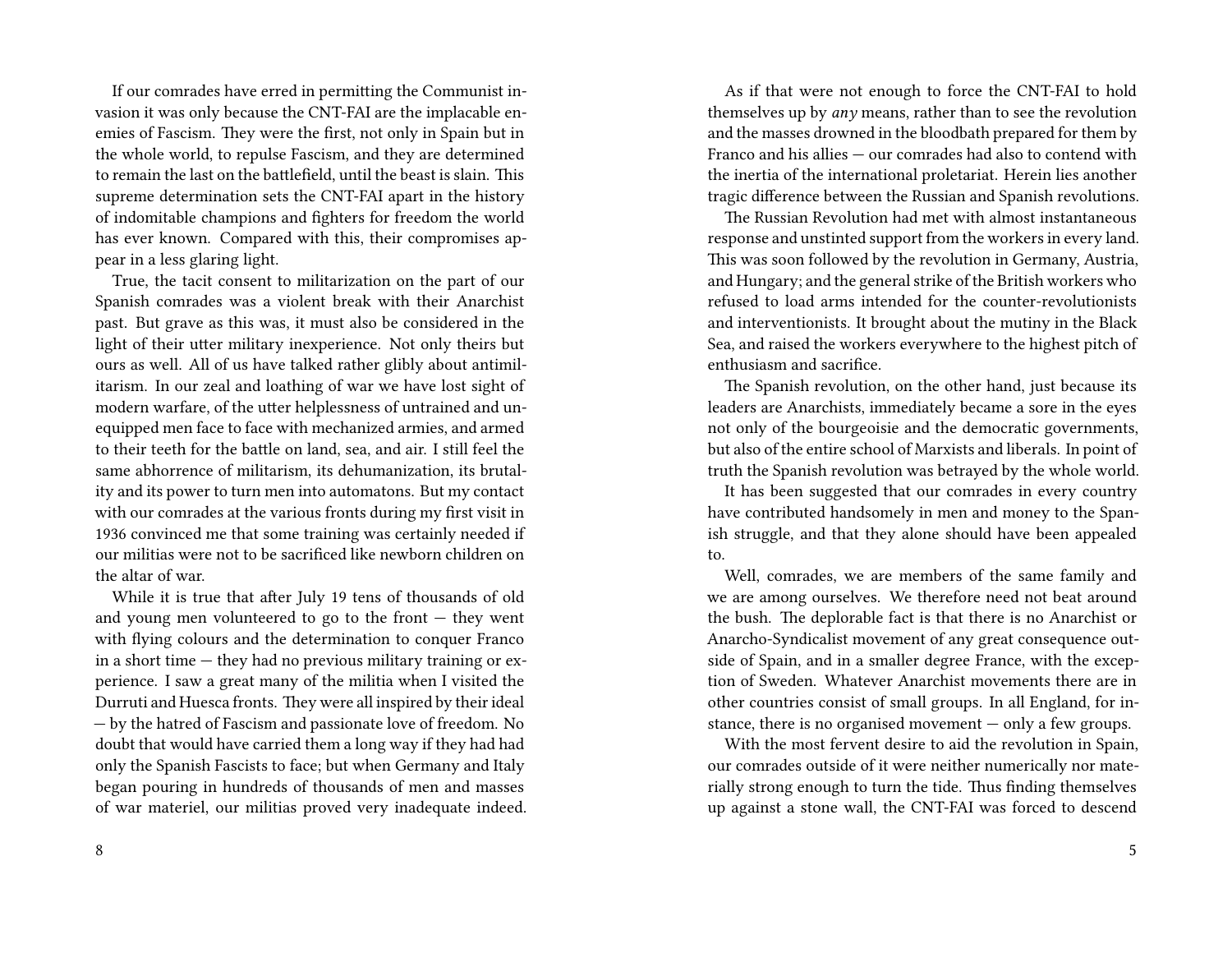If our comrades have erred in permitting the Communist invasion it was only because the CNT-FAI are the implacable enemies of Fascism. They were the first, not only in Spain but in the whole world, to repulse Fascism, and they are determined to remain the last on the battlefield, until the beast is slain. This supreme determination sets the CNT-FAI apart in the history of indomitable champions and fighters for freedom the world has ever known. Compared with this, their compromises appear in a less glaring light.

True, the tacit consent to militarization on the part of our Spanish comrades was a violent break with their Anarchist past. But grave as this was, it must also be considered in the light of their utter military inexperience. Not only theirs but ours as well. All of us have talked rather glibly about antimilitarism. In our zeal and loathing of war we have lost sight of modern warfare, of the utter helplessness of untrained and unequipped men face to face with mechanized armies, and armed to their teeth for the battle on land, sea, and air. I still feel the same abhorrence of militarism, its dehumanization, its brutality and its power to turn men into automatons. But my contact with our comrades at the various fronts during my first visit in 1936 convinced me that some training was certainly needed if our militias were not to be sacrificed like newborn children on the altar of war.

While it is true that after July 19 tens of thousands of old and young men volunteered to go to the front — they went with flying colours and the determination to conquer Franco in a short time — they had no previous military training or experience. I saw a great many of the militia when I visited the Durruti and Huesca fronts. They were all inspired by their ideal — by the hatred of Fascism and passionate love of freedom. No doubt that would have carried them a long way if they had had only the Spanish Fascists to face; but when Germany and Italy began pouring in hundreds of thousands of men and masses of war materiel, our militias proved very inadequate indeed.

As if that were not enough to force the CNT-FAI to hold themselves up by *any* means, rather than to see the revolution and the masses drowned in the bloodbath prepared for them by Franco and his allies — our comrades had also to contend with the inertia of the international proletariat. Herein lies another tragic difference between the Russian and Spanish revolutions.

The Russian Revolution had met with almost instantaneous response and unstinted support from the workers in every land. This was soon followed by the revolution in Germany, Austria, and Hungary; and the general strike of the British workers who refused to load arms intended for the counter-revolutionists and interventionists. It brought about the mutiny in the Black Sea, and raised the workers everywhere to the highest pitch of enthusiasm and sacrifice.

The Spanish revolution, on the other hand, just because its leaders are Anarchists, immediately became a sore in the eyes not only of the bourgeoisie and the democratic governments, but also of the entire school of Marxists and liberals. In point of truth the Spanish revolution was betrayed by the whole world.

It has been suggested that our comrades in every country have contributed handsomely in men and money to the Spanish struggle, and that they alone should have been appealed to.

Well, comrades, we are members of the same family and we are among ourselves. We therefore need not beat around the bush. The deplorable fact is that there is no Anarchist or Anarcho-Syndicalist movement of any great consequence outside of Spain, and in a smaller degree France, with the exception of Sweden. Whatever Anarchist movements there are in other countries consist of small groups. In all England, for instance, there is no organised movement — only a few groups.

With the most fervent desire to aid the revolution in Spain, our comrades outside of it were neither numerically nor materially strong enough to turn the tide. Thus finding themselves up against a stone wall, the CNT-FAI was forced to descend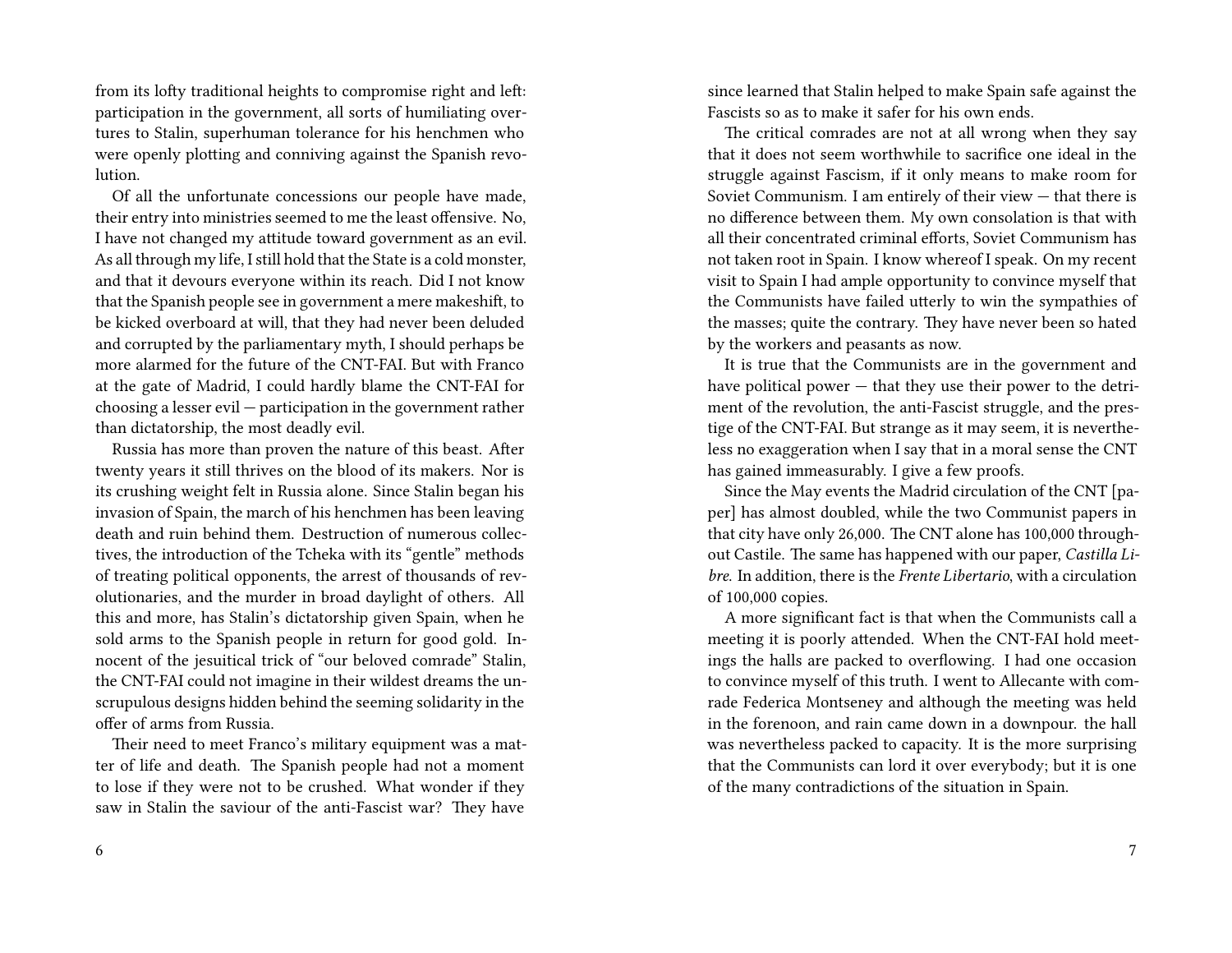from its lofty traditional heights to compromise right and left: participation in the government, all sorts of humiliating overtures to Stalin, superhuman tolerance for his henchmen who were openly plotting and conniving against the Spanish revolution.

Of all the unfortunate concessions our people have made, their entry into ministries seemed to me the least offensive. No, I have not changed my attitude toward government as an evil. As all through my life, I still hold that the State is a cold monster, and that it devours everyone within its reach. Did I not know that the Spanish people see in government a mere makeshift, to be kicked overboard at will, that they had never been deluded and corrupted by the parliamentary myth, I should perhaps be more alarmed for the future of the CNT-FAI. But with Franco at the gate of Madrid, I could hardly blame the CNT-FAI for choosing a lesser evil — participation in the government rather than dictatorship, the most deadly evil.

Russia has more than proven the nature of this beast. After twenty years it still thrives on the blood of its makers. Nor is its crushing weight felt in Russia alone. Since Stalin began his invasion of Spain, the march of his henchmen has been leaving death and ruin behind them. Destruction of numerous collectives, the introduction of the Tcheka with its "gentle" methods of treating political opponents, the arrest of thousands of revolutionaries, and the murder in broad daylight of others. All this and more, has Stalin's dictatorship given Spain, when he sold arms to the Spanish people in return for good gold. Innocent of the jesuitical trick of "our beloved comrade" Stalin, the CNT-FAI could not imagine in their wildest dreams the unscrupulous designs hidden behind the seeming solidarity in the offer of arms from Russia.

Their need to meet Franco's military equipment was a matter of life and death. The Spanish people had not a moment to lose if they were not to be crushed. What wonder if they saw in Stalin the saviour of the anti-Fascist war? They have since learned that Stalin helped to make Spain safe against the Fascists so as to make it safer for his own ends.

The critical comrades are not at all wrong when they say that it does not seem worthwhile to sacrifice one ideal in the struggle against Fascism, if it only means to make room for Soviet Communism. I am entirely of their view — that there is no difference between them. My own consolation is that with all their concentrated criminal efforts, Soviet Communism has not taken root in Spain. I know whereof I speak. On my recent visit to Spain I had ample opportunity to convince myself that the Communists have failed utterly to win the sympathies of the masses; quite the contrary. They have never been so hated by the workers and peasants as now.

It is true that the Communists are in the government and have political power — that they use their power to the detriment of the revolution, the anti-Fascist struggle, and the prestige of the CNT-FAI. But strange as it may seem, it is nevertheless no exaggeration when I say that in a moral sense the CNT has gained immeasurably. I give a few proofs.

Since the May events the Madrid circulation of the CNT [paper] has almost doubled, while the two Communist papers in that city have only 26,000. The CNT alone has 100,000 throughout Castile. The same has happened with our paper, *Castilla Libre*. In addition, there is the *Frente Libertario*, with a circulation of 100,000 copies.

A more significant fact is that when the Communists call a meeting it is poorly attended. When the CNT-FAI hold meetings the halls are packed to overflowing. I had one occasion to convince myself of this truth. I went to Allecante with comrade Federica Montseney and although the meeting was held in the forenoon, and rain came down in a downpour. the hall was nevertheless packed to capacity. It is the more surprising that the Communists can lord it over everybody; but it is one of the many contradictions of the situation in Spain.